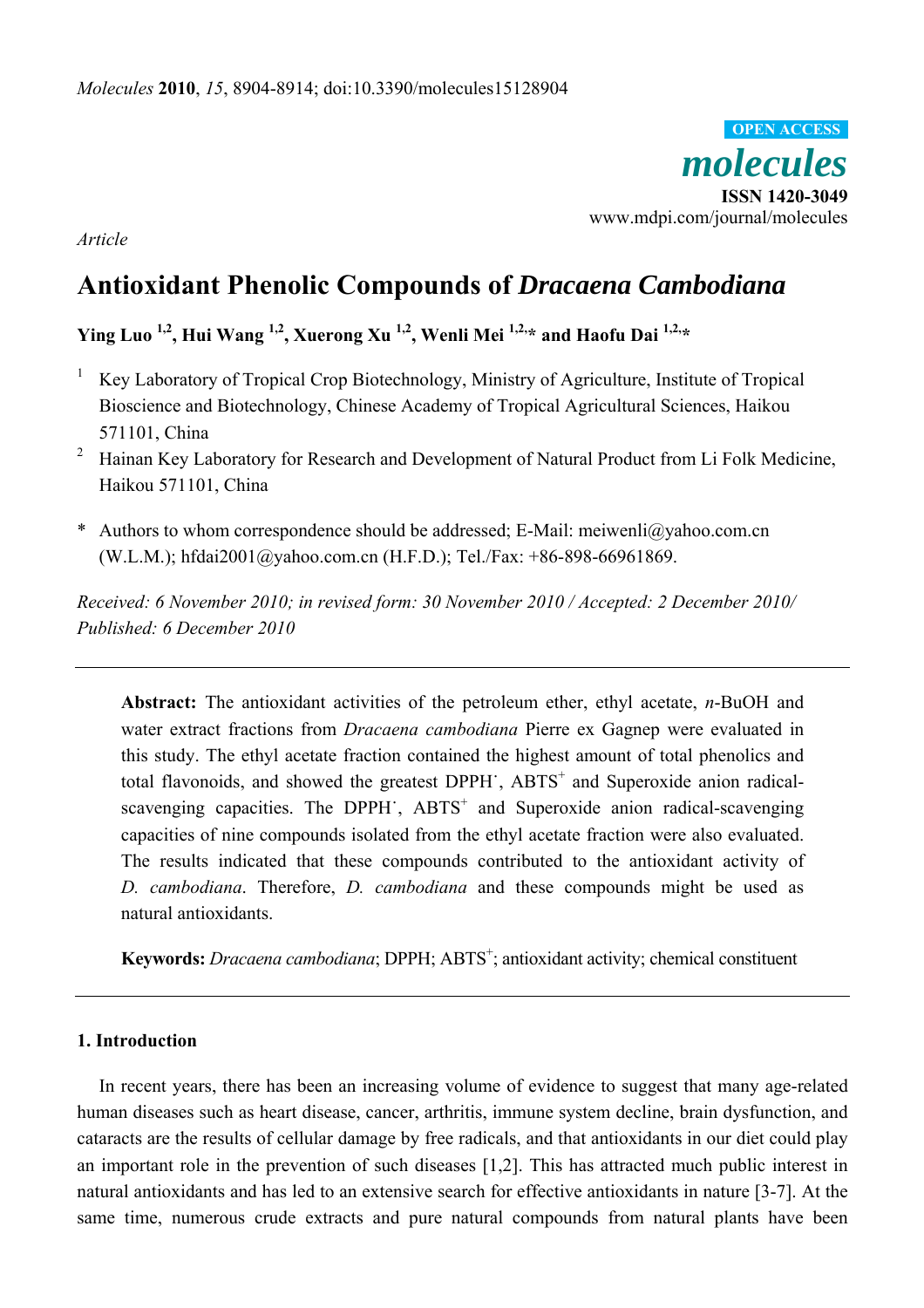*Article*

# Antioxidant Phenolic Compounds of *Dracaena Cambodiana*

**Ying Luo [1,2], Hui Wang [1,2], Xuerong Xu [1,2], Wenli Mei [1,2,*] and Haofu Dai [1,2,*]**

[1] Key Laboratory of Tropical Crop Biotechnology, Ministry of Agriculture, Institute of Tropical Bioscience and Biotechnology, Chinese Academy of Tropical Agricultural Sciences, Haikou 571101, China

[2] Hainan Key Laboratory for Research and Development of Natural Product from Li Folk Medicine, Haikou 571101, China

\* Authors to whom correspondence should be addressed; E-Mail: meiwenli@yahoo.com.cn (W.L.M.); hfdai2001@yahoo.com.cn (H.F.D.); Tel./Fax: +86-898-66961869.

*Received: 6 November 2010; in revised form: 30 November 2010 / Accepted: 2 December 2010/ Published: 6 December 2010*

---

**Abstract:** The antioxidant activities of the petroleum ether, ethyl acetate, *n*-BuOH and water extract fractions from *Dracaena cambodiana* Pierre ex Gagnep were evaluated in this study. The ethyl acetate fraction contained the highest amount of total phenolics and total flavonoids, and showed the greatest DPPH$^{\cdot}$, ABTS$^{+}$ and Superoxide anion radical-scavenging capacities. The DPPH$^{\cdot}$, ABTS$^{+}$ and Superoxide anion radical-scavenging capacities of nine compounds isolated from the ethyl acetate fraction were also evaluated. The results indicated that these compounds contributed to the antioxidant activity of *D. cambodiana*. Therefore, *D. cambodiana* and these compounds might be used as natural antioxidants.

**Keywords:** *Dracaena cambodiana*; DPPH; ABTS$^{+}$; antioxidant activity; chemical constituent

---

## 1. Introduction

In recent years, there has been an increasing volume of evidence to suggest that many age-related human diseases such as heart disease, cancer, arthritis, immune system decline, brain dysfunction, and cataracts are the results of cellular damage by free radicals, and that antioxidants in our diet could play an important role in the prevention of such diseases [1,2]. This has attracted much public interest in natural antioxidants and has led to an extensive search for effective antioxidants in nature [3-7]. At the same time, numerous crude extracts and pure natural compounds from natural plants have been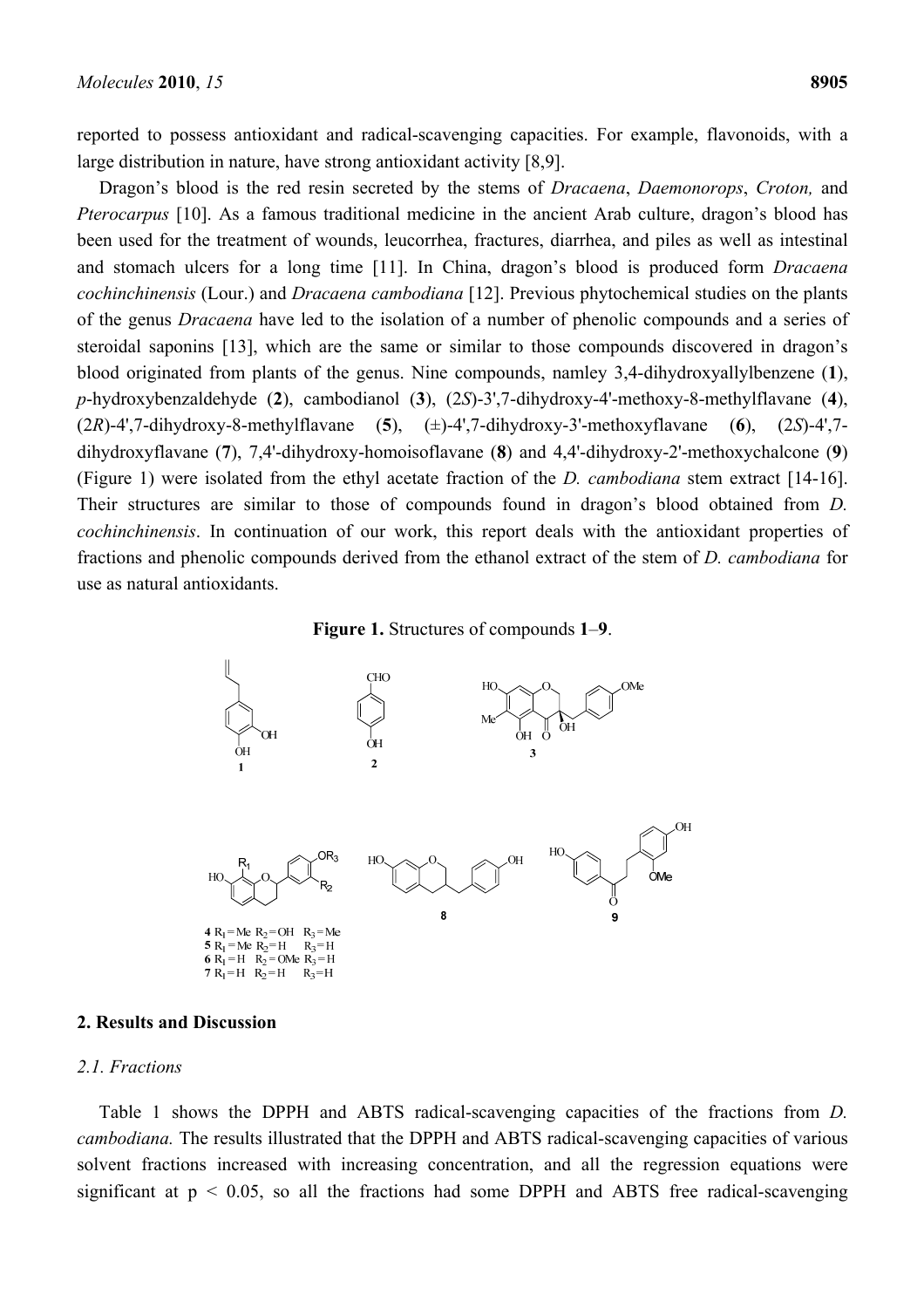reported to possess antioxidant and radical-scavenging capacities. For example, flavonoids, with a large distribution in nature, have strong antioxidant activity [8,9].

Dragon's blood is the red resin secreted by the stems of *Dracaena*, *Daemonorops*, *Croton,* and *Pterocarpus* [10]. As a famous traditional medicine in the ancient Arab culture, dragon's blood has been used for the treatment of wounds, leucorrhea, fractures, diarrhea, and piles as well as intestinal and stomach ulcers for a long time [11]. In China, dragon's blood is produced form *Dracaena cochinchinensis* (Lour.) and *Dracaena cambodiana* [12]. Previous phytochemical studies on the plants of the genus *Dracaena* have led to the isolation of a number of phenolic compounds and a series of steroidal saponins [13], which are the same or similar to those compounds discovered in dragon's blood originated from plants of the genus. Nine compounds, namley 3,4-dihydroxyallylbenzene (**1**), *p*-hydroxybenzaldehyde (**2**), cambodianol (**3**), (2*S*)-3',7-dihydroxy-4'-methoxy-8-methylflavane (**4**), (2*R*)-4',7-dihydroxy-8-methylflavane (**5**), (±)-4',7-dihydroxy-3'-methoxyflavane (**6**), (2*S*)-4',7-dihydroxyflavane (**7**), 7,4'-dihydroxy-homoisoflavane (**8**) and 4,4'-dihydroxy-2'-methoxychalcone (**9**) (Figure 1) were isolated from the ethyl acetate fraction of the *D. cambodiana* stem extract [14-16]. Their structures are similar to those of compounds found in dragon's blood obtained from *D. cochinchinensis*. In continuation of our work, this report deals with the antioxidant properties of fractions and phenolic compounds derived from the ethanol extract of the stem of *D. cambodiana* for use as natural antioxidants.

**Figure 1.** Structures of compounds **1**–**9**.

**4** $R_1$ = Me $R_2$ = OH $R_3$ = Me
**5** $R_1$ = Me $R_2$ = H $R_3$ = H
**6** $R_1$ = H $R_2$ = OMe $R_3$ = H
**7** $R_1$ = H $R_2$ = H $R_3$ = H

## 2. Results and Discussion

### 2.1. Fractions

Table 1 shows the DPPH and ABTS radical-scavenging capacities of the fractions from *D. cambodiana.* The results illustrated that the DPPH and ABTS radical-scavenging capacities of various solvent fractions increased with increasing concentration, and all the regression equations were significant at $p < 0.05$, so all the fractions had some DPPH and ABTS free radical-scavenging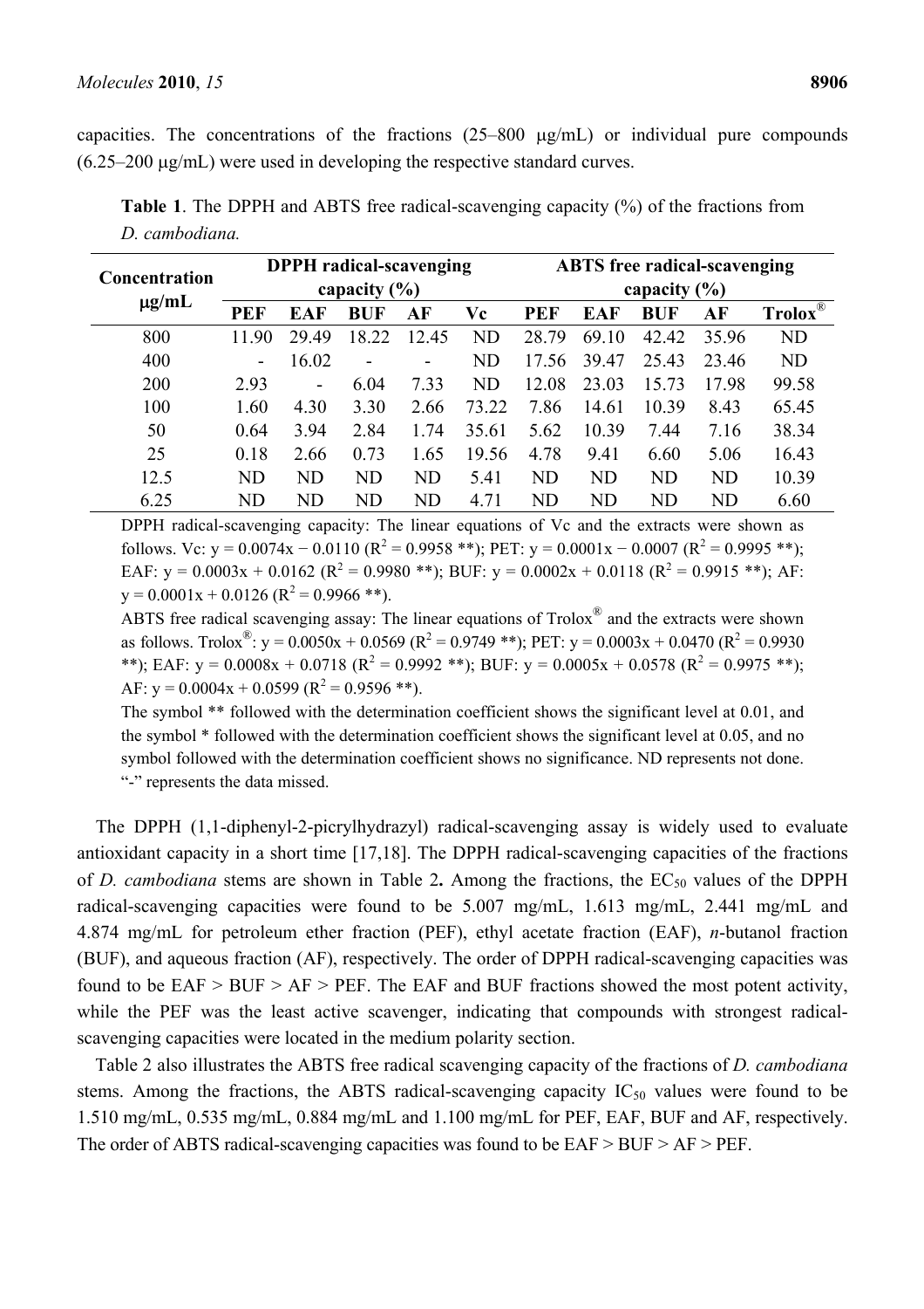capacities. The concentrations of the fractions (25–800 μg/mL) or individual pure compounds (6.25–200 μg/mL) were used in developing the respective standard curves.

**Table 1**. The DPPH and ABTS free radical-scavenging capacity (%) of the fractions from *D. cambodiana.*

| Concentration μg/mL | DPPH radical-scavenging capacity (%) | | | | | ABTS free radical-scavenging capacity (%) | | | | |
|---|---|---|---|---|---|---|---|---|---|---|
| | PEF | EAF | BUF | AF | Vc | PEF | EAF | BUF | AF | Trolox® |
| 800 | 11.90 | 29.49 | 18.22 | 12.45 | ND | 28.79 | 69.10 | 42.42 | 35.96 | ND |
| 400 | - | 16.02 | - | - | ND | 17.56 | 39.47 | 25.43 | 23.46 | ND |
| 200 | 2.93 | - | 6.04 | 7.33 | ND | 12.08 | 23.03 | 15.73 | 17.98 | 99.58 |
| 100 | 1.60 | 4.30 | 3.30 | 2.66 | 73.22 | 7.86 | 14.61 | 10.39 | 8.43 | 65.45 |
| 50 | 0.64 | 3.94 | 2.84 | 1.74 | 35.61 | 5.62 | 10.39 | 7.44 | 7.16 | 38.34 |
| 25 | 0.18 | 2.66 | 0.73 | 1.65 | 19.56 | 4.78 | 9.41 | 6.60 | 5.06 | 16.43 |
| 12.5 | ND | ND | ND | ND | 5.41 | ND | ND | ND | ND | 10.39 |
| 6.25 | ND | ND | ND | ND | 4.71 | ND | ND | ND | ND | 6.60 |

DPPH radical-scavenging capacity: The linear equations of Vc and the extracts were shown as follows. Vc: $y = 0.0074x - 0.0110$ ($R^2 = 0.9958$ **); PET: $y = 0.0001x - 0.0007$ ($R^2 = 0.9995$ **); EAF: $y = 0.0003x + 0.0162$ ($R^2 = 0.9980$ **); BUF: $y = 0.0002x + 0.0118$ ($R^2 = 0.9915$ **); AF: $y = 0.0001x + 0.0126$ ($R^2 = 0.9966$ **).

ABTS free radical scavenging assay: The linear equations of Trolox® and the extracts were shown as follows. Trolox®: $y = 0.0050x + 0.0569$ ($R^2 = 0.9749$ **); PET: $y = 0.0003x + 0.0470$ ($R^2 = 0.9930$ **); EAF: $y = 0.0008x + 0.0718$ ($R^2 = 0.9992$ **); BUF: $y = 0.0005x + 0.0578$ ($R^2 = 0.9975$ **); AF: $y = 0.0004x + 0.0599$ ($R^2 = 0.9596$ **).

The symbol ** followed with the determination coefficient shows the significant level at 0.01, and the symbol * followed with the determination coefficient shows the significant level at 0.05, and no symbol followed with the determination coefficient shows no significance. ND represents not done. "-" represents the data missed.

The DPPH (1,1-diphenyl-2-picrylhydrazyl) radical-scavenging assay is widely used to evaluate antioxidant capacity in a short time [17,18]. The DPPH radical-scavenging capacities of the fractions of *D. cambodiana* stems are shown in Table 2**.** Among the fractions, the $EC_{50}$ values of the DPPH radical-scavenging capacities were found to be 5.007 mg/mL, 1.613 mg/mL, 2.441 mg/mL and 4.874 mg/mL for petroleum ether fraction (PEF), ethyl acetate fraction (EAF), *n*-butanol fraction (BUF), and aqueous fraction (AF), respectively. The order of DPPH radical-scavenging capacities was found to be EAF > BUF > AF > PEF. The EAF and BUF fractions showed the most potent activity, while the PEF was the least active scavenger, indicating that compounds with strongest radical-scavenging capacities were located in the medium polarity section.

Table 2 also illustrates the ABTS free radical scavenging capacity of the fractions of *D. cambodiana* stems. Among the fractions, the ABTS radical-scavenging capacity $IC_{50}$ values were found to be 1.510 mg/mL, 0.535 mg/mL, 0.884 mg/mL and 1.100 mg/mL for PEF, EAF, BUF and AF, respectively. The order of ABTS radical-scavenging capacities was found to be EAF > BUF > AF > PEF.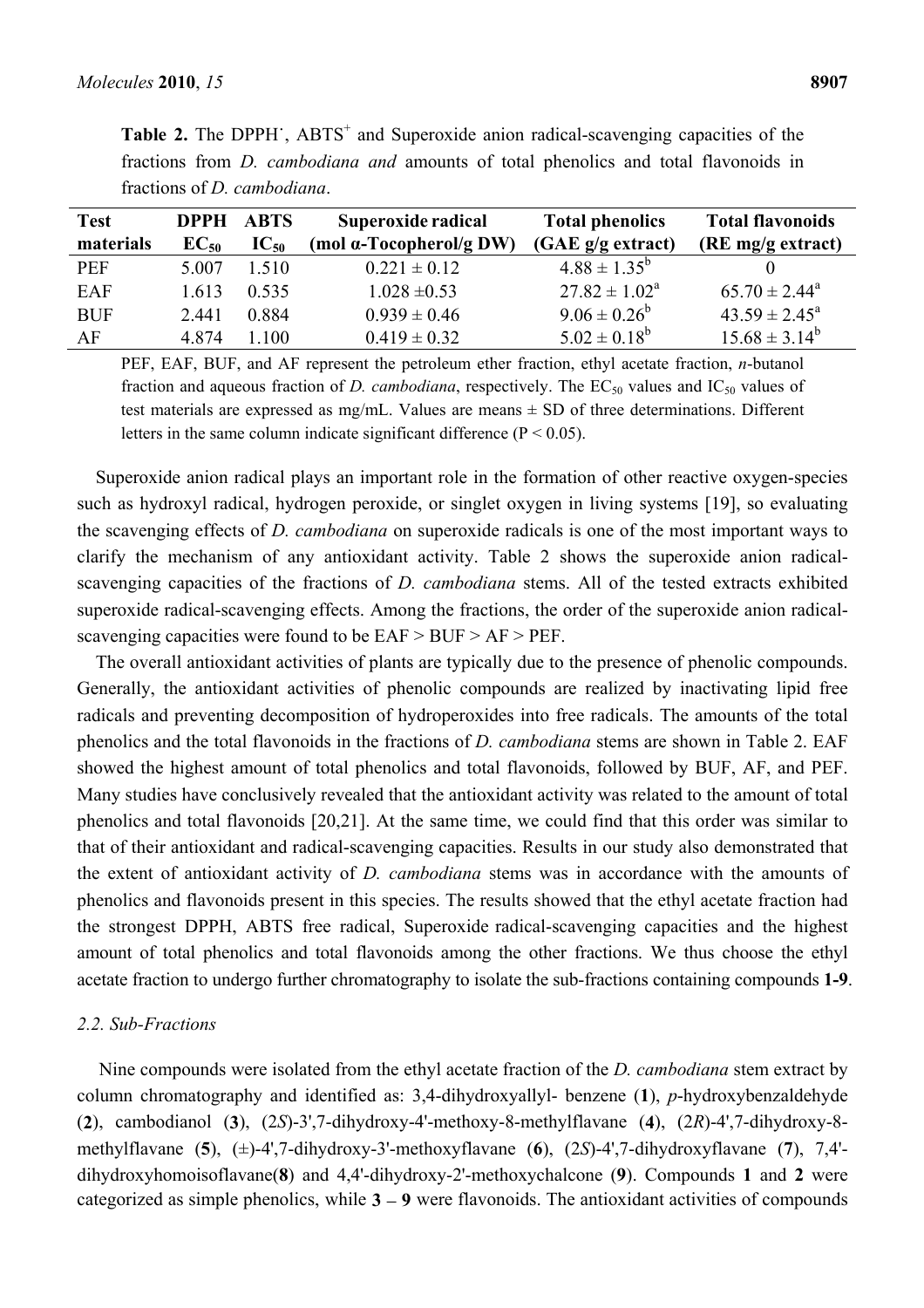**Table 2.** The DPPH$^{\cdot}$, ABTS$^{+}$ and Superoxide anion radical-scavenging capacities of the fractions from *D. cambodiana and* amounts of total phenolics and total flavonoids in fractions of *D. cambodiana*.

| Test materials | DPPH $EC_{50}$ | ABTS $IC_{50}$ | Superoxide radical (mol α-Tocopherol/g DW) | Total phenolics (GAE g/g extract) | Total flavonoids (RE mg/g extract) |
|---|---|---|---|---|---|
| PEF | 5.007 | 1.510 | 0.221 ± 0.12 | $4.88 \pm 1.35^{b}$ | 0 |
| EAF | 1.613 | 0.535 | 1.028 ±0.53 | $27.82 \pm 1.02^{a}$ | $65.70 \pm 2.44^{a}$ |
| BUF | 2.441 | 0.884 | 0.939 ± 0.46 | $9.06 \pm 0.26^{b}$ | $43.59 \pm 2.45^{a}$ |
| AF | 4.874 | 1.100 | 0.419 ± 0.32 | $5.02 \pm 0.18^{b}$ | $15.68 \pm 3.14^{b}$ |

PEF, EAF, BUF, and AF represent the petroleum ether fraction, ethyl acetate fraction, *n*-butanol fraction and aqueous fraction of *D. cambodiana*, respectively. The $EC_{50}$ values and $IC_{50}$ values of test materials are expressed as mg/mL. Values are means ± SD of three determinations. Different letters in the same column indicate significant difference ($P < 0.05$).

Superoxide anion radical plays an important role in the formation of other reactive oxygen-species such as hydroxyl radical, hydrogen peroxide, or singlet oxygen in living systems [19], so evaluating the scavenging effects of *D. cambodiana* on superoxide radicals is one of the most important ways to clarify the mechanism of any antioxidant activity. Table 2 shows the superoxide anion radical-scavenging capacities of the fractions of *D. cambodiana* stems. All of the tested extracts exhibited superoxide radical-scavenging effects. Among the fractions, the order of the superoxide anion radical-scavenging capacities were found to be EAF > BUF > AF > PEF.

The overall antioxidant activities of plants are typically due to the presence of phenolic compounds. Generally, the antioxidant activities of phenolic compounds are realized by inactivating lipid free radicals and preventing decomposition of hydroperoxides into free radicals. The amounts of the total phenolics and the total flavonoids in the fractions of *D. cambodiana* stems are shown in Table 2. EAF showed the highest amount of total phenolics and total flavonoids, followed by BUF, AF, and PEF. Many studies have conclusively revealed that the antioxidant activity was related to the amount of total phenolics and total flavonoids [20,21]. At the same time, we could find that this order was similar to that of their antioxidant and radical-scavenging capacities. Results in our study also demonstrated that the extent of antioxidant activity of *D. cambodiana* stems was in accordance with the amounts of phenolics and flavonoids present in this species. The results showed that the ethyl acetate fraction had the strongest DPPH, ABTS free radical, Superoxide radical-scavenging capacities and the highest amount of total phenolics and total flavonoids among the other fractions. We thus choose the ethyl acetate fraction to undergo further chromatography to isolate the sub-fractions containing compounds **1-9**.

### 2.2. Sub-Fractions

Nine compounds were isolated from the ethyl acetate fraction of the *D. cambodiana* stem extract by column chromatography and identified as: 3,4-dihydroxyallyl- benzene (**1**), *p*-hydroxybenzaldehyde (**2**), cambodianol (**3**), (2*S*)-3',7-dihydroxy-4'-methoxy-8-methylflavane (**4**), (2*R*)-4',7-dihydroxy-8-methylflavane (**5**), (±)-4',7-dihydroxy-3'-methoxyflavane (**6**), (2*S*)-4',7-dihydroxyflavane (**7**), 7,4'-dihydroxyhomoisoflavane(**8**) and 4,4'-dihydroxy-2'-methoxychalcone (**9**). Compounds **1** and **2** were categorized as simple phenolics, while **3 – 9** were flavonoids. The antioxidant activities of compounds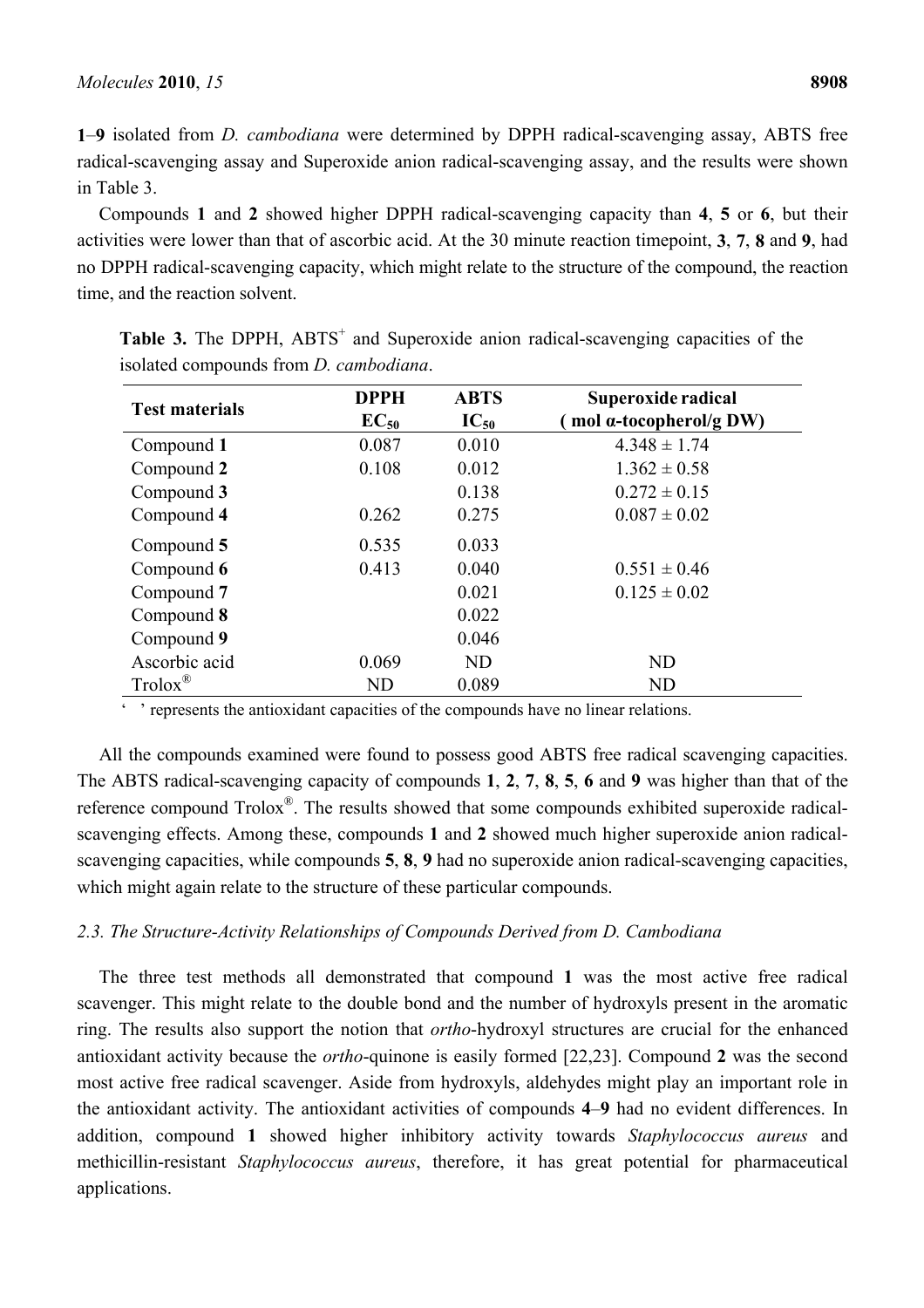**1**–**9** isolated from *D. cambodiana* were determined by DPPH radical-scavenging assay, ABTS free radical-scavenging assay and Superoxide anion radical-scavenging assay, and the results were shown in Table 3.

Compounds **1** and **2** showed higher DPPH radical-scavenging capacity than **4**, **5** or **6**, but their activities were lower than that of ascorbic acid. At the 30 minute reaction timepoint, **3**, **7**, **8** and **9**, had no DPPH radical-scavenging capacity, which might relate to the structure of the compound, the reaction time, and the reaction solvent.

**Table 3.** The DPPH, $ABTS^+$ and Superoxide anion radical-scavenging capacities of the isolated compounds from *D. cambodiana*.

| Test materials | DPPH $EC_{50}$ | ABTS $IC_{50}$ | Superoxide radical ( mol α-tocopherol/g DW) |
|---|---|---|---|
| Compound **1** | 0.087 | 0.010 | 4.348 ± 1.74 |
| Compound **2** | 0.108 | 0.012 | 1.362 ± 0.58 |
| Compound **3** | | 0.138 | 0.272 ± 0.15 |
| Compound **4** | 0.262 | 0.275 | 0.087 ± 0.02 |
| Compound **5** | 0.535 | 0.033 | |
| Compound **6** | 0.413 | 0.040 | 0.551 ± 0.46 |
| Compound **7** | | 0.021 | 0.125 ± 0.02 |
| Compound **8** | | 0.022 | |
| Compound **9** | | 0.046 | |
| Ascorbic acid | 0.069 | ND | ND |
| Trolox® | ND | 0.089 | ND |

'  ' represents the antioxidant capacities of the compounds have no linear relations.

All the compounds examined were found to possess good ABTS free radical scavenging capacities. The ABTS radical-scavenging capacity of compounds **1**, **2**, **7**, **8**, **5**, **6** and **9** was higher than that of the reference compound Trolox®. The results showed that some compounds exhibited superoxide radical-scavenging effects. Among these, compounds **1** and **2** showed much higher superoxide anion radical-scavenging capacities, while compounds **5**, **8**, **9** had no superoxide anion radical-scavenging capacities, which might again relate to the structure of these particular compounds.

### *2.3. The Structure-Activity Relationships of Compounds Derived from D. Cambodiana*

The three test methods all demonstrated that compound **1** was the most active free radical scavenger. This might relate to the double bond and the number of hydroxyls present in the aromatic ring. The results also support the notion that *ortho*-hydroxyl structures are crucial for the enhanced antioxidant activity because the *ortho*-quinone is easily formed [22,23]. Compound **2** was the second most active free radical scavenger. Aside from hydroxyls, aldehydes might play an important role in the antioxidant activity. The antioxidant activities of compounds **4**–**9** had no evident differences. In addition, compound **1** showed higher inhibitory activity towards *Staphylococcus aureus* and methicillin-resistant *Staphylococcus aureus*, therefore, it has great potential for pharmaceutical applications.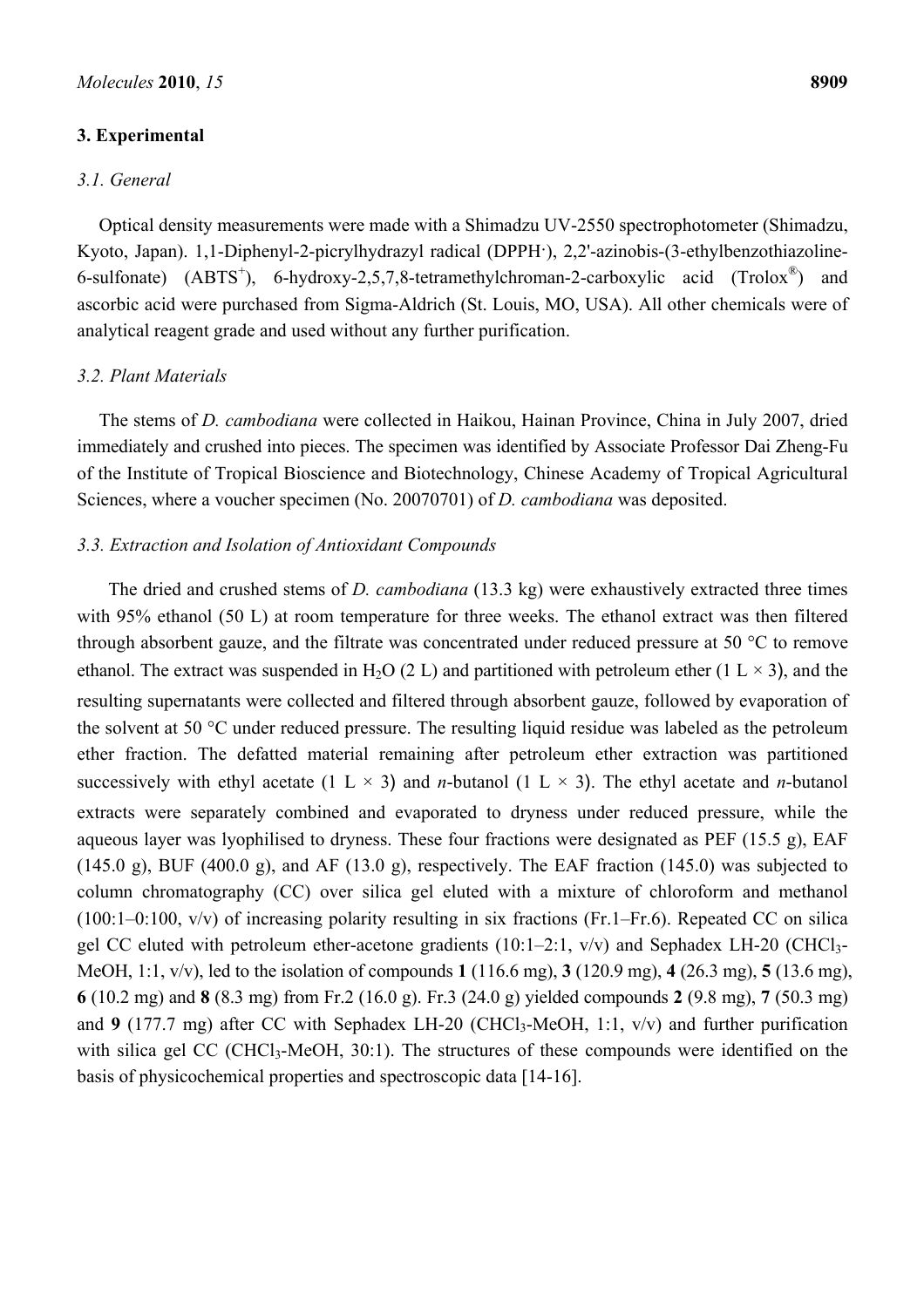## 3. Experimental

### *3.1. General*

Optical density measurements were made with a Shimadzu UV-2550 spectrophotometer (Shimadzu, Kyoto, Japan). 1,1-Diphenyl-2-picrylhydrazyl radical (DPPH·), 2,2'-azinobis-(3-ethylbenzothiazoline-6-sulfonate) ($ABTS^+$), 6-hydroxy-2,5,7,8-tetramethylchroman-2-carboxylic acid (Trolox®) and ascorbic acid were purchased from Sigma-Aldrich (St. Louis, MO, USA). All other chemicals were of analytical reagent grade and used without any further purification.

### *3.2. Plant Materials*

The stems of *D. cambodiana* were collected in Haikou, Hainan Province, China in July 2007, dried immediately and crushed into pieces. The specimen was identified by Associate Professor Dai Zheng-Fu of the Institute of Tropical Bioscience and Biotechnology, Chinese Academy of Tropical Agricultural Sciences, where a voucher specimen (No. 20070701) of *D. cambodiana* was deposited.

### *3.3. Extraction and Isolation of Antioxidant Compounds*

The dried and crushed stems of *D. cambodiana* (13.3 kg) were exhaustively extracted three times with 95% ethanol (50 L) at room temperature for three weeks. The ethanol extract was then filtered through absorbent gauze, and the filtrate was concentrated under reduced pressure at 50 °C to remove ethanol. The extract was suspended in $H_2O$ (2 L) and partitioned with petroleum ether (1 L × 3), and the resulting supernatants were collected and filtered through absorbent gauze, followed by evaporation of the solvent at 50 °C under reduced pressure. The resulting liquid residue was labeled as the petroleum ether fraction. The defatted material remaining after petroleum ether extraction was partitioned successively with ethyl acetate (1 L × 3) and *n*-butanol (1 L × 3). The ethyl acetate and *n*-butanol extracts were separately combined and evaporated to dryness under reduced pressure, while the aqueous layer was lyophilised to dryness. These four fractions were designated as PEF (15.5 g), EAF (145.0 g), BUF (400.0 g), and AF (13.0 g), respectively. The EAF fraction (145.0) was subjected to column chromatography (CC) over silica gel eluted with a mixture of chloroform and methanol (100:1–0:100, v/v) of increasing polarity resulting in six fractions (Fr.1–Fr.6). Repeated CC on silica gel CC eluted with petroleum ether-acetone gradients (10:1–2:1, v/v) and Sephadex LH-20 ($CHCl_3$-MeOH, 1:1, v/v), led to the isolation of compounds **1** (116.6 mg), **3** (120.9 mg), **4** (26.3 mg), **5** (13.6 mg), **6** (10.2 mg) and **8** (8.3 mg) from Fr.2 (16.0 g). Fr.3 (24.0 g) yielded compounds **2** (9.8 mg), **7** (50.3 mg) and **9** (177.7 mg) after CC with Sephadex LH-20 ($CHCl_3$-MeOH, 1:1, v/v) and further purification with silica gel CC ($CHCl_3$-MeOH, 30:1). The structures of these compounds were identified on the basis of physicochemical properties and spectroscopic data [14-16].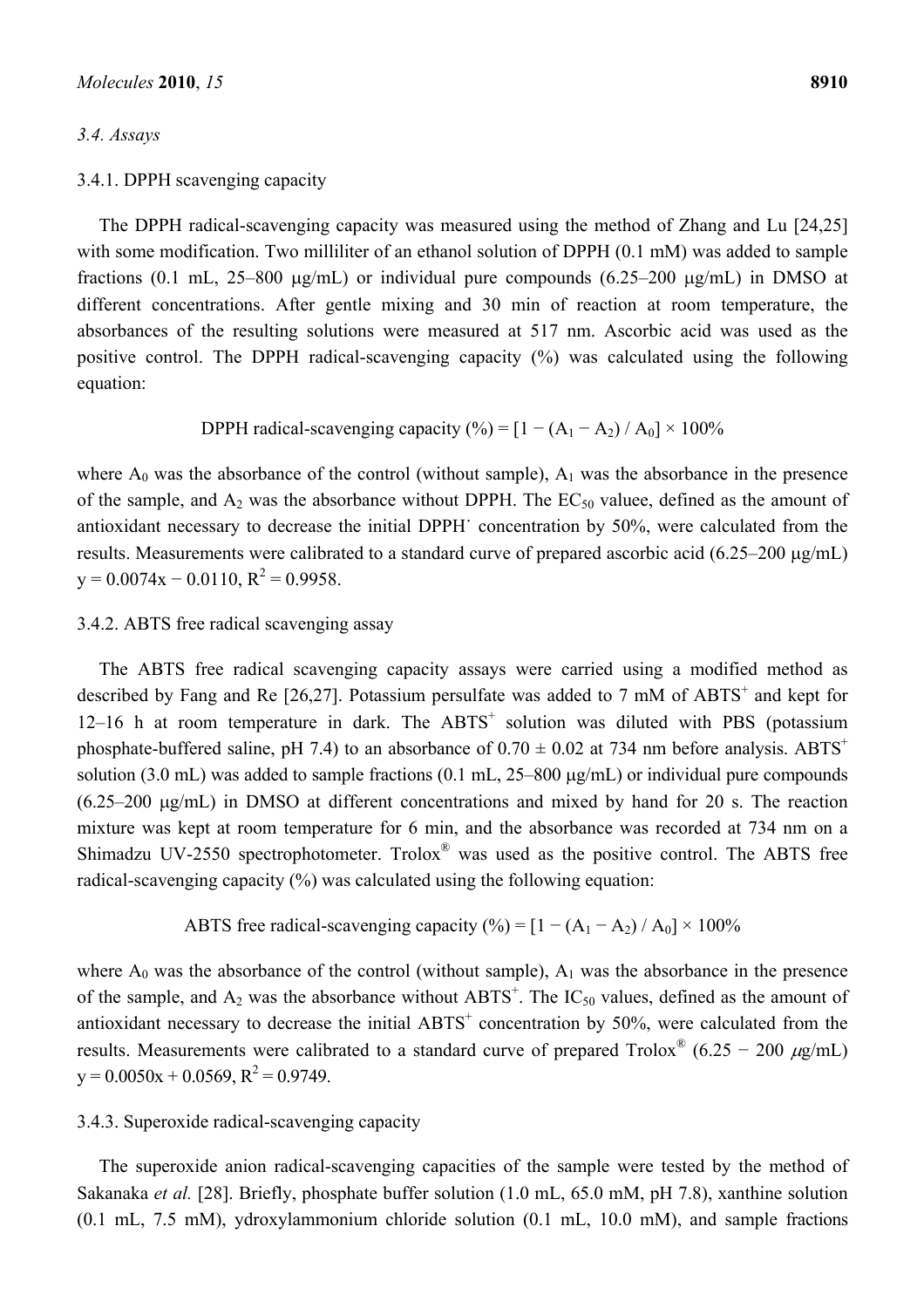### 3.4. Assays

#### 3.4.1. DPPH scavenging capacity

The DPPH radical-scavenging capacity was measured using the method of Zhang and Lu [24,25] with some modification. Two milliliter of an ethanol solution of DPPH (0.1 mM) was added to sample fractions (0.1 mL, 25–800 μg/mL) or individual pure compounds (6.25–200 μg/mL) in DMSO at different concentrations. After gentle mixing and 30 min of reaction at room temperature, the absorbances of the resulting solutions were measured at 517 nm. Ascorbic acid was used as the positive control. The DPPH radical-scavenging capacity (%) was calculated using the following equation:

$$\text{DPPH radical-scavenging capacity (\%)} = [1 - (A_1 - A_2) / A_0] \times 100\%$$

where $A_0$ was the absorbance of the control (without sample), $A_1$ was the absorbance in the presence of the sample, and $A_2$ was the absorbance without DPPH. The $EC_{50}$ valuee, defined as the amount of antioxidant necessary to decrease the initial $DPPH^{\cdot}$ concentration by 50%, were calculated from the results. Measurements were calibrated to a standard curve of prepared ascorbic acid (6.25–200 μg/mL) $y = 0.0074x - 0.0110$, $R^2 = 0.9958$.

#### 3.4.2. ABTS free radical scavenging assay

The ABTS free radical scavenging capacity assays were carried using a modified method as described by Fang and Re [26,27]. Potassium persulfate was added to 7 mM of $ABTS^+$ and kept for 12–16 h at room temperature in dark. The $ABTS^+$ solution was diluted with PBS (potassium phosphate-buffered saline, pH 7.4) to an absorbance of 0.70 ± 0.02 at 734 nm before analysis. $ABTS^+$ solution (3.0 mL) was added to sample fractions (0.1 mL, 25–800 μg/mL) or individual pure compounds (6.25–200 μg/mL) in DMSO at different concentrations and mixed by hand for 20 s. The reaction mixture was kept at room temperature for 6 min, and the absorbance was recorded at 734 nm on a Shimadzu UV-2550 spectrophotometer. Trolox® was used as the positive control. The ABTS free radical-scavenging capacity (%) was calculated using the following equation:

$$\text{ABTS free radical-scavenging capacity (\%)} = [1 - (A_1 - A_2) / A_0] \times 100\%$$

where $A_0$ was the absorbance of the control (without sample), $A_1$ was the absorbance in the presence of the sample, and $A_2$ was the absorbance without $ABTS^+$. The $IC_{50}$ values, defined as the amount of antioxidant necessary to decrease the initial $ABTS^+$ concentration by 50%, were calculated from the results. Measurements were calibrated to a standard curve of prepared Trolox® (6.25 − 200 μg/mL) $y = 0.0050x + 0.0569$, $R^2 = 0.9749$.

#### 3.4.3. Superoxide radical-scavenging capacity

The superoxide anion radical-scavenging capacities of the sample were tested by the method of Sakanaka *et al.* [28]. Briefly, phosphate buffer solution (1.0 mL, 65.0 mM, pH 7.8), xanthine solution (0.1 mL, 7.5 mM), ydroxylammonium chloride solution (0.1 mL, 10.0 mM), and sample fractions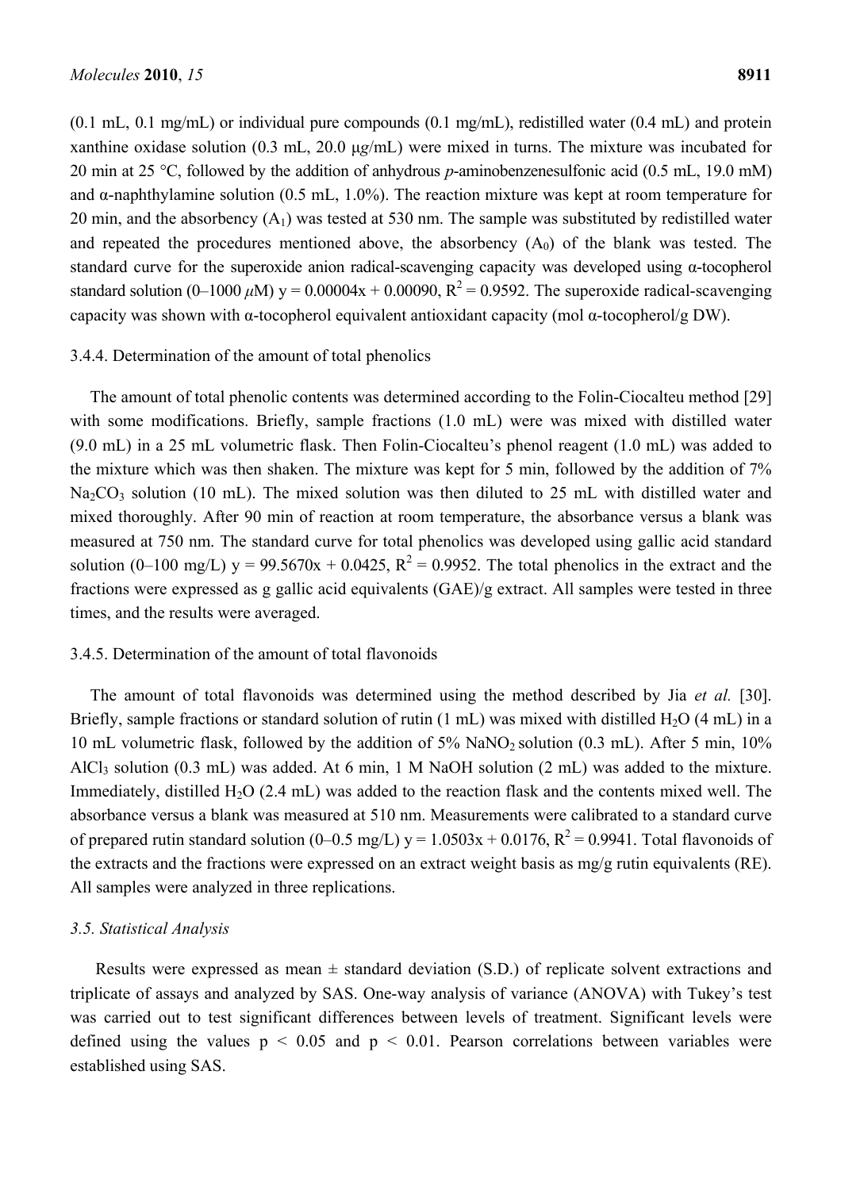(0.1 mL, 0.1 mg/mL) or individual pure compounds (0.1 mg/mL), redistilled water (0.4 mL) and protein xanthine oxidase solution (0.3 mL, 20.0 μg/mL) were mixed in turns. The mixture was incubated for 20 min at 25 °C, followed by the addition of anhydrous *p*-aminobenzenesulfonic acid (0.5 mL, 19.0 mM) and α-naphthylamine solution (0.5 mL, 1.0%). The reaction mixture was kept at room temperature for 20 min, and the absorbency ($A_1$) was tested at 530 nm. The sample was substituted by redistilled water and repeated the procedures mentioned above, the absorbency ($A_0$) of the blank was tested. The standard curve for the superoxide anion radical-scavenging capacity was developed using α-tocopherol standard solution (0–1000 *μ*M) $y = 0.00004x + 0.00090$, $R^2 = 0.9592$. The superoxide radical-scavenging capacity was shown with α-tocopherol equivalent antioxidant capacity (mol α-tocopherol/g DW).

3.4.4. Determination of the amount of total phenolics

The amount of total phenolic contents was determined according to the Folin-Ciocalteu method [29] with some modifications. Briefly, sample fractions (1.0 mL) were was mixed with distilled water (9.0 mL) in a 25 mL volumetric flask. Then Folin-Ciocalteu's phenol reagent (1.0 mL) was added to the mixture which was then shaken. The mixture was kept for 5 min, followed by the addition of 7% $Na_2CO_3$ solution (10 mL). The mixed solution was then diluted to 25 mL with distilled water and mixed thoroughly. After 90 min of reaction at room temperature, the absorbance versus a blank was measured at 750 nm. The standard curve for total phenolics was developed using gallic acid standard solution (0–100 mg/L) $y = 99.5670x + 0.0425$, $R^2 = 0.9952$. The total phenolics in the extract and the fractions were expressed as g gallic acid equivalents (GAE)/g extract. All samples were tested in three times, and the results were averaged.

3.4.5. Determination of the amount of total flavonoids

The amount of total flavonoids was determined using the method described by Jia *et al.* [30]. Briefly, sample fractions or standard solution of rutin (1 mL) was mixed with distilled $H_2O$ (4 mL) in a 10 mL volumetric flask, followed by the addition of 5% $NaNO_2$ solution (0.3 mL). After 5 min, 10% $AlCl_3$ solution (0.3 mL) was added. At 6 min, 1 M NaOH solution (2 mL) was added to the mixture. Immediately, distilled $H_2O$ (2.4 mL) was added to the reaction flask and the contents mixed well. The absorbance versus a blank was measured at 510 nm. Measurements were calibrated to a standard curve of prepared rutin standard solution (0–0.5 mg/L) $y = 1.0503x + 0.0176$, $R^2 = 0.9941$. Total flavonoids of the extracts and the fractions were expressed on an extract weight basis as mg/g rutin equivalents (RE). All samples were analyzed in three replications.

### *3.5. Statistical Analysis*

Results were expressed as mean ± standard deviation (S.D.) of replicate solvent extractions and triplicate of assays and analyzed by SAS. One-way analysis of variance (ANOVA) with Tukey's test was carried out to test significant differences between levels of treatment. Significant levels were defined using the values $p < 0.05$ and $p < 0.01$. Pearson correlations between variables were established using SAS.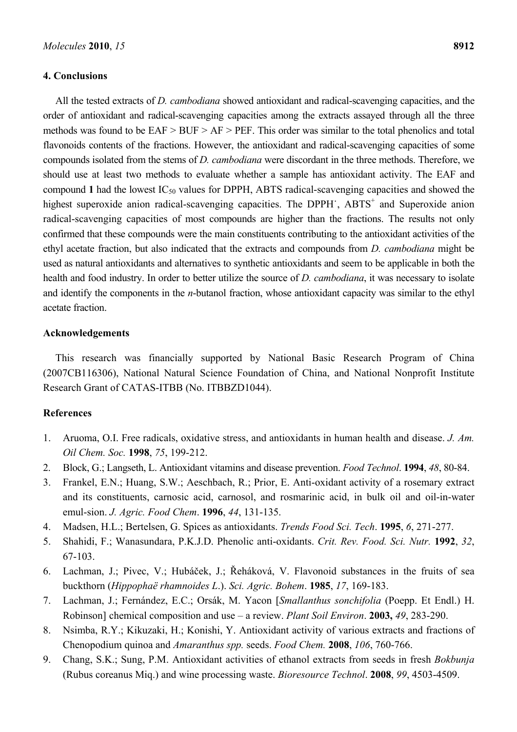## 4. Conclusions

All the tested extracts of *D. cambodiana* showed antioxidant and radical-scavenging capacities, and the order of antioxidant and radical-scavenging capacities among the extracts assayed through all the three methods was found to be EAF > BUF > AF > PEF. This order was similar to the total phenolics and total flavonoids contents of the fractions. However, the antioxidant and radical-scavenging capacities of some compounds isolated from the stems of *D. cambodiana* were discordant in the three methods. Therefore, we should use at least two methods to evaluate whether a sample has antioxidant activity. The EAF and compound **1** had the lowest $IC_{50}$ values for DPPH, ABTS radical-scavenging capacities and showed the highest superoxide anion radical-scavenging capacities. The $DPPH^{\cdot}$, $ABTS^{+}$ and Superoxide anion radical-scavenging capacities of most compounds are higher than the fractions. The results not only confirmed that these compounds were the main constituents contributing to the antioxidant activities of the ethyl acetate fraction, but also indicated that the extracts and compounds from *D. cambodiana* might be used as natural antioxidants and alternatives to synthetic antioxidants and seem to be applicable in both the health and food industry. In order to better utilize the source of *D. cambodiana*, it was necessary to isolate and identify the components in the *n*-butanol fraction, whose antioxidant capacity was similar to the ethyl acetate fraction.

## Acknowledgements

This research was financially supported by National Basic Research Program of China (2007CB116306), National Natural Science Foundation of China, and National Nonprofit Institute Research Grant of CATAS-ITBB (No. ITBBZD1044).

## References

1. Aruoma, O.I. Free radicals, oxidative stress, and antioxidants in human health and disease. *J. Am. Oil Chem. Soc.* **1998**, *75*, 199-212.
2. Block, G.; Langseth, L. Antioxidant vitamins and disease prevention. *Food Technol*. **1994**, *48*, 80-84.
3. Frankel, E.N.; Huang, S.W.; Aeschbach, R.; Prior, E. Anti-oxidant activity of a rosemary extract and its constituents, carnosic acid, carnosol, and rosmarinic acid, in bulk oil and oil-in-water emul-sion. *J. Agric. Food Chem*. **1996**, *44*, 131-135.
4. Madsen, H.L.; Bertelsen, G. Spices as antioxidants. *Trends Food Sci. Tech*. **1995**, *6*, 271-277.
5. Shahidi, F.; Wanasundara, P.K.J.D. Phenolic anti-oxidants. *Crit. Rev. Food. Sci. Nutr.* **1992**, *32*, 67-103.
6. Lachman, J.; Pivec, V.; Hubáček, J.; Řeháková, V. Flavonoid substances in the fruits of sea buckthorn (*Hippophaë rhamnoides L*.). *Sci. Agric. Bohem*. **1985**, *17*, 169-183.
7. Lachman, J.; Fernández, E.C.; Orsák, M. Yacon [*Smallanthus sonchifolia* (Poepp. Et Endl.) H. Robinson] chemical composition and use – a review. *Plant Soil Environ*. **2003,** *49*, 283-290.
8. Nsimba, R.Y.; Kikuzaki, H.; Konishi, Y. Antioxidant activity of various extracts and fractions of Chenopodium quinoa and *Amaranthus spp.* seeds. *Food Chem.* **2008**, *106*, 760-766.
9. Chang, S.K.; Sung, P.M. Antioxidant activities of ethanol extracts from seeds in fresh *Bokbunja* (Rubus coreanus Miq.) and wine processing waste. *Bioresource Technol*. **2008**, *99*, 4503-4509.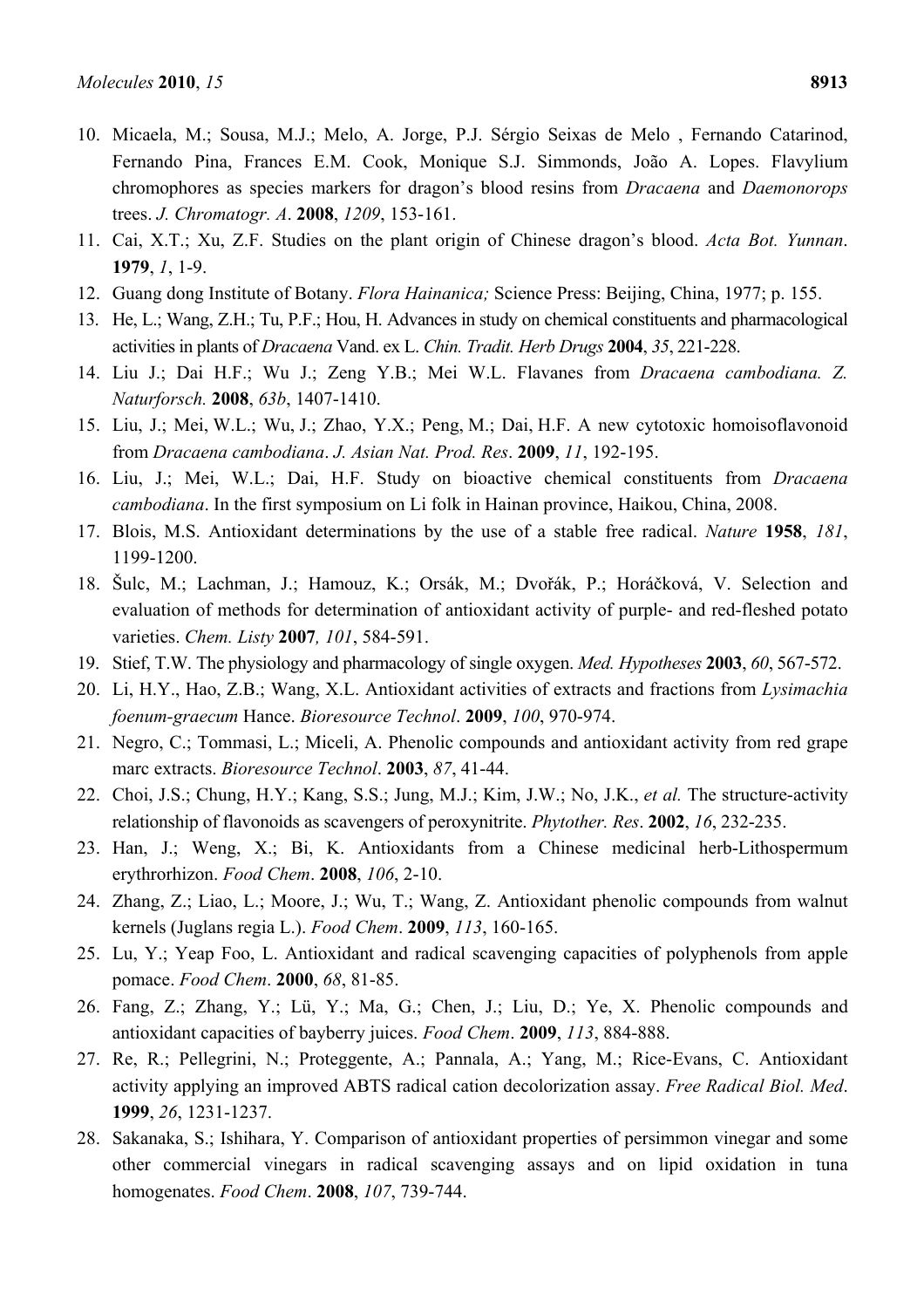10. Micaela, M.; Sousa, M.J.; Melo, A. Jorge, P.J. Sérgio Seixas de Melo , Fernando Catarinod, Fernando Pina, Frances E.M. Cook, Monique S.J. Simmonds, João A. Lopes. Flavylium chromophores as species markers for dragon's blood resins from *Dracaena* and *Daemonorops* trees. *J. Chromatogr. A*. **2008**, *1209*, 153-161.
11. Cai, X.T.; Xu, Z.F. Studies on the plant origin of Chinese dragon's blood. *Acta Bot. Yunnan*. **1979**, *1*, 1-9.
12. Guang dong Institute of Botany. *Flora Hainanica;* Science Press: Beijing, China, 1977; p. 155.
13. He, L.; Wang, Z.H.; Tu, P.F.; Hou, H. Advances in study on chemical constituents and pharmacological activities in plants of *Dracaena* Vand. ex L. *Chin. Tradit. Herb Drugs* **2004**, *35*, 221-228.
14. Liu J.; Dai H.F.; Wu J.; Zeng Y.B.; Mei W.L. Flavanes from *Dracaena cambodiana. Z. Naturforsch.* **2008**, *63b*, 1407-1410.
15. Liu, J.; Mei, W.L.; Wu, J.; Zhao, Y.X.; Peng, M.; Dai, H.F. A new cytotoxic homoisoflavonoid from *Dracaena cambodiana*. *J. Asian Nat. Prod. Res*. **2009**, *11*, 192-195.
16. Liu, J.; Mei, W.L.; Dai, H.F. Study on bioactive chemical constituents from *Dracaena cambodiana*. In the first symposium on Li folk in Hainan province, Haikou, China, 2008.
17. Blois, M.S. Antioxidant determinations by the use of a stable free radical. *Nature* **1958**, *181*, 1199-1200.
18. Šulc, M.; Lachman, J.; Hamouz, K.; Orsák, M.; Dvořák, P.; Horáčková, V. Selection and evaluation of methods for determination of antioxidant activity of purple- and red-fleshed potato varieties. *Chem. Listy* **2007***, 101*, 584-591.
19. Stief, T.W. The physiology and pharmacology of single oxygen. *Med. Hypotheses* **2003**, *60*, 567-572.
20. Li, H.Y., Hao, Z.B.; Wang, X.L. Antioxidant activities of extracts and fractions from *Lysimachia foenum-graecum* Hance. *Bioresource Technol*. **2009**, *100*, 970-974.
21. Negro, C.; Tommasi, L.; Miceli, A. Phenolic compounds and antioxidant activity from red grape marc extracts. *Bioresource Technol*. **2003**, *87*, 41-44.
22. Choi, J.S.; Chung, H.Y.; Kang, S.S.; Jung, M.J.; Kim, J.W.; No, J.K., *et al.* The structure-activity relationship of flavonoids as scavengers of peroxynitrite. *Phytother. Res*. **2002**, *16*, 232-235.
23. Han, J.; Weng, X.; Bi, K. Antioxidants from a Chinese medicinal herb-Lithospermum erythrorhizon. *Food Chem*. **2008**, *106*, 2-10.
24. Zhang, Z.; Liao, L.; Moore, J.; Wu, T.; Wang, Z. Antioxidant phenolic compounds from walnut kernels (Juglans regia L.). *Food Chem*. **2009**, *113*, 160-165.
25. Lu, Y.; Yeap Foo, L. Antioxidant and radical scavenging capacities of polyphenols from apple pomace. *Food Chem*. **2000**, *68*, 81-85.
26. Fang, Z.; Zhang, Y.; Lü, Y.; Ma, G.; Chen, J.; Liu, D.; Ye, X. Phenolic compounds and antioxidant capacities of bayberry juices. *Food Chem*. **2009**, *113*, 884-888.
27. Re, R.; Pellegrini, N.; Proteggente, A.; Pannala, A.; Yang, M.; Rice-Evans, C. Antioxidant activity applying an improved ABTS radical cation decolorization assay. *Free Radical Biol. Med*. **1999**, *26*, 1231-1237.
28. Sakanaka, S.; Ishihara, Y. Comparison of antioxidant properties of persimmon vinegar and some other commercial vinegars in radical scavenging assays and on lipid oxidation in tuna homogenates. *Food Chem*. **2008**, *107*, 739-744.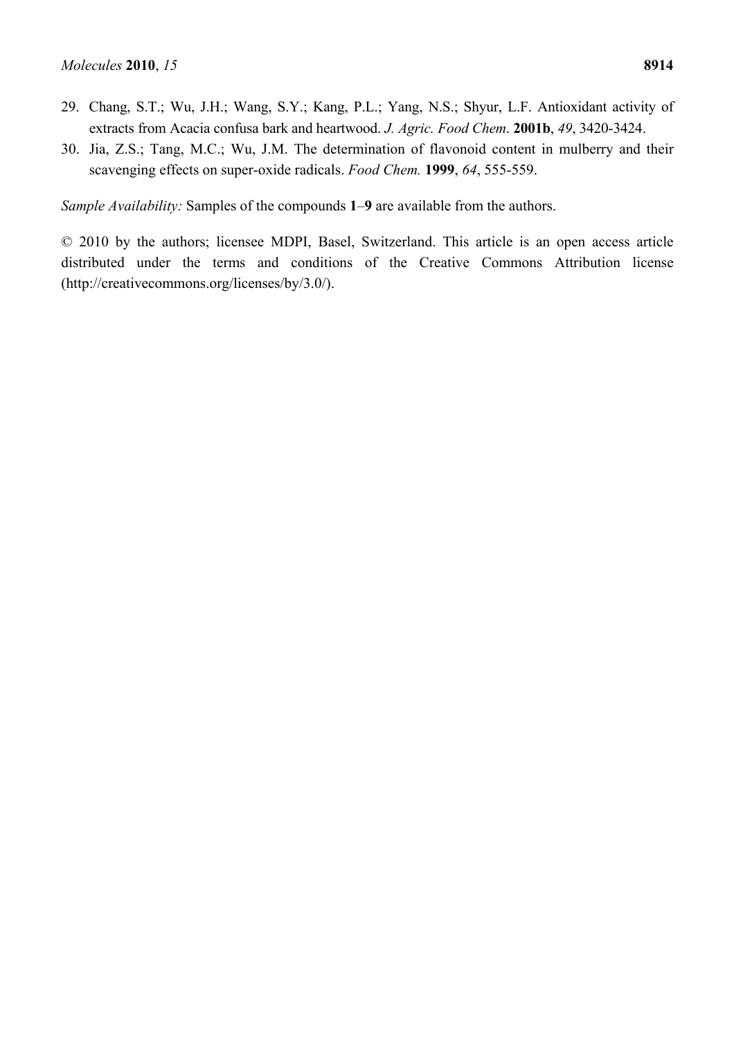29. Chang, S.T.; Wu, J.H.; Wang, S.Y.; Kang, P.L.; Yang, N.S.; Shyur, L.F. Antioxidant activity of extracts from Acacia confusa bark and heartwood. *J. Agric. Food Chem*. **2001b**, *49*, 3420-3424.
30. Jia, Z.S.; Tang, M.C.; Wu, J.M. The determination of flavonoid content in mulberry and their scavenging effects on super-oxide radicals. *Food Chem.* **1999**, *64*, 555-559.

*Sample Availability:* Samples of the compounds **1**–**9** are available from the authors.

© 2010 by the authors; licensee MDPI, Basel, Switzerland. This article is an open access article distributed under the terms and conditions of the Creative Commons Attribution license (http://creativecommons.org/licenses/by/3.0/).